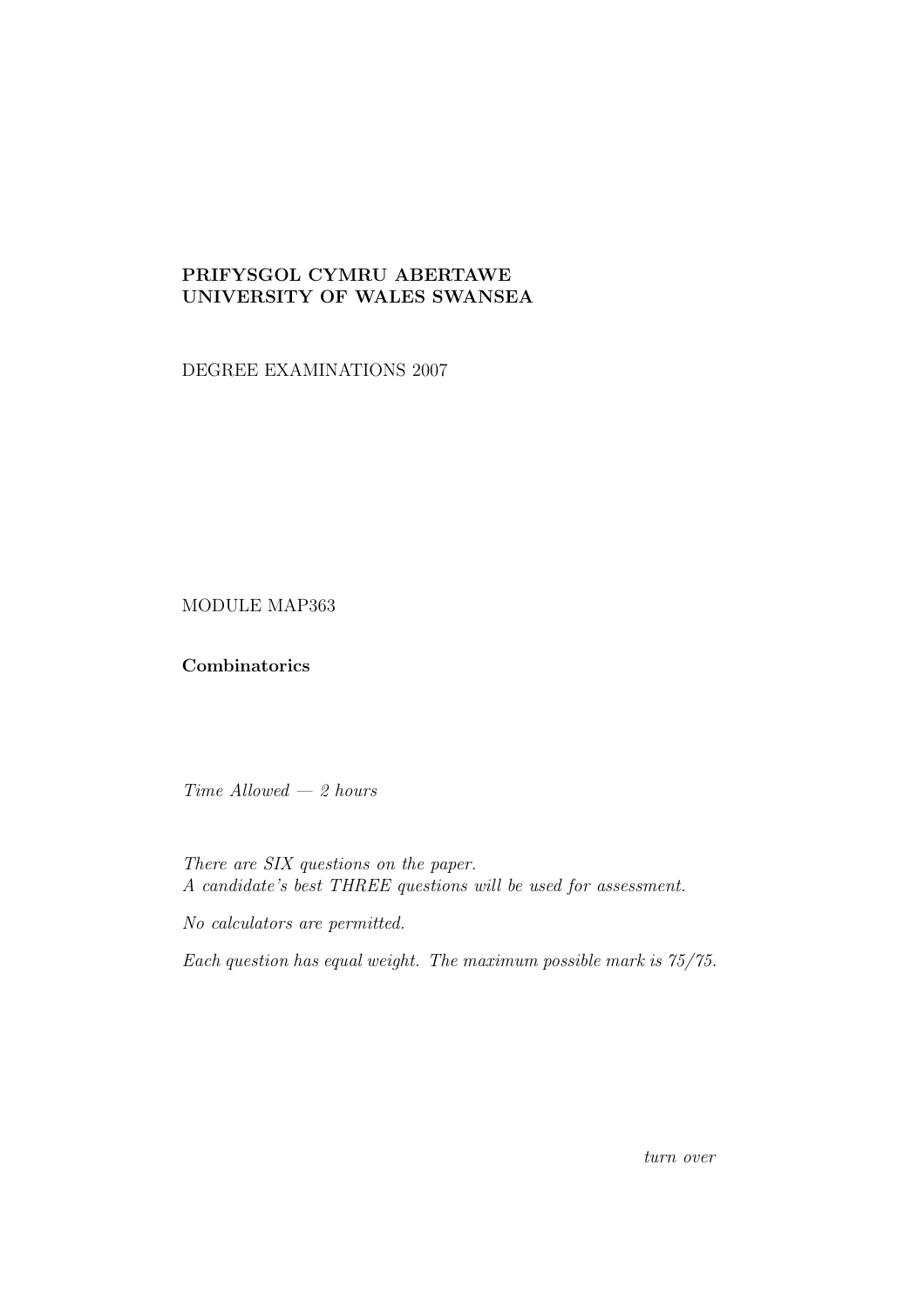**PRIFYSGOL CYMRU ABERTAWE**
**UNIVERSITY OF WALES SWANSEA**

DEGREE EXAMINATIONS 2007

MODULE MAP363

**Combinatorics**

*Time Allowed — 2 hours*

*There are SIX questions on the paper.*
*A candidate's best THREE questions will be used for assessment.*

*No calculators are permitted.*

*Each question has equal weight. The maximum possible mark is 75/75.*

*turn over*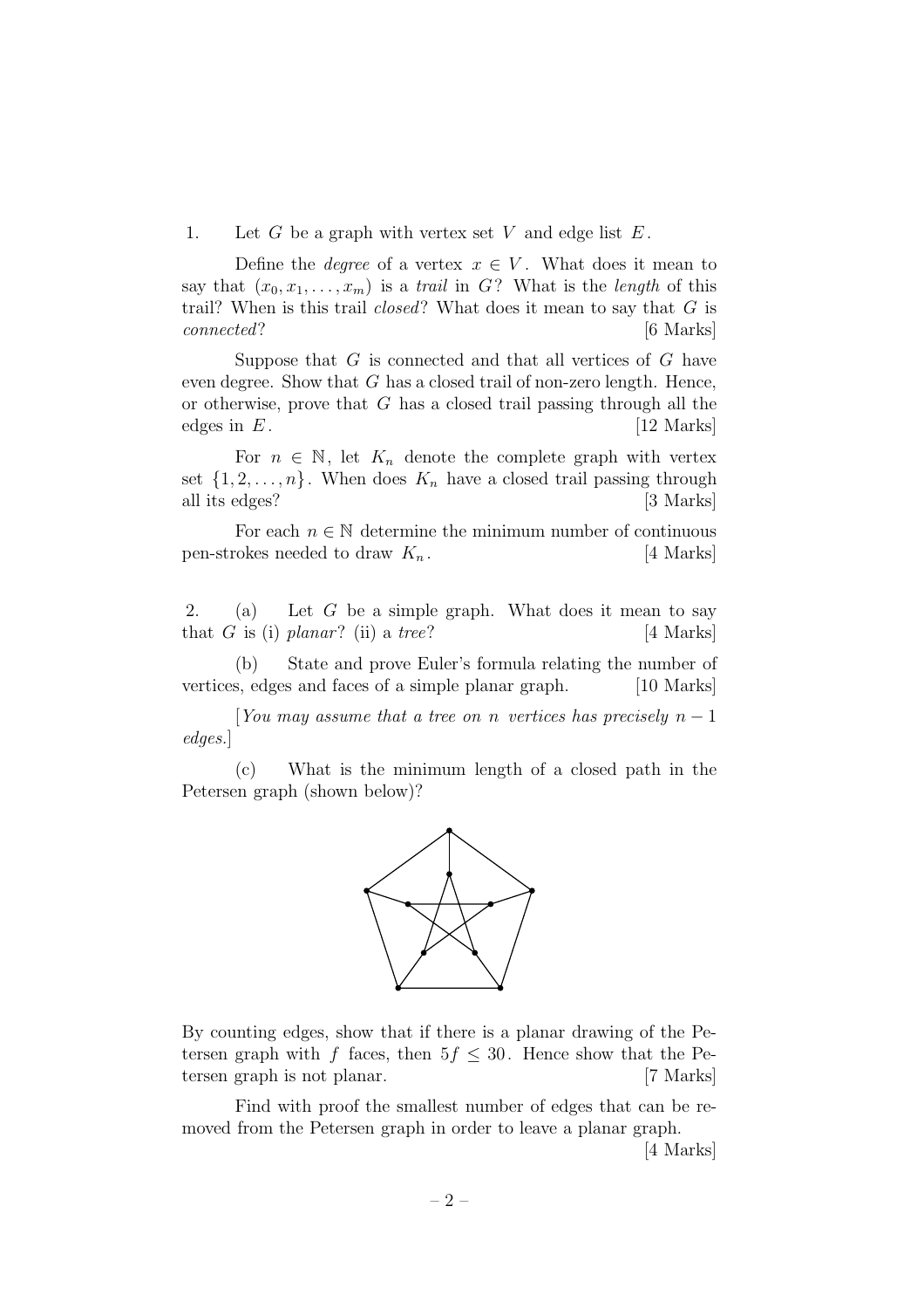1. Let $G$ be a graph with vertex set $V$ and edge list $E$.

Define the *degree* of a vertex $x \in V$. What does it mean to say that $(x_0, x_1, \ldots, x_m)$ is a *trail* in $G$? What is the *length* of this trail? When is this trail *closed*? What does it mean to say that $G$ is *connected*? [6 Marks]

Suppose that $G$ is connected and that all vertices of $G$ have even degree. Show that $G$ has a closed trail of non-zero length. Hence, or otherwise, prove that $G$ has a closed trail passing through all the edges in $E$. [12 Marks]

For $n \in \mathbb{N}$, let $K_n$ denote the complete graph with vertex set $\{1, 2, \ldots, n\}$. When does $K_n$ have a closed trail passing through all its edges? [3 Marks]

For each $n \in \mathbb{N}$ determine the minimum number of continuous pen-strokes needed to draw $K_n$. [4 Marks]

2. (a) Let $G$ be a simple graph. What does it mean to say that $G$ is (i) *planar*? (ii) a *tree*? [4 Marks]

(b) State and prove Euler's formula relating the number of vertices, edges and faces of a simple planar graph. [10 Marks]

[*You may assume that a tree on $n$ vertices has precisely $n-1$ edges.*]

(c) What is the minimum length of a closed path in the Petersen graph (shown below)?

By counting edges, show that if there is a planar drawing of the Petersen graph with $f$ faces, then $5f \leq 30$. Hence show that the Petersen graph is not planar. [7 Marks]

Find with proof the smallest number of edges that can be removed from the Petersen graph in order to leave a planar graph. [4 Marks]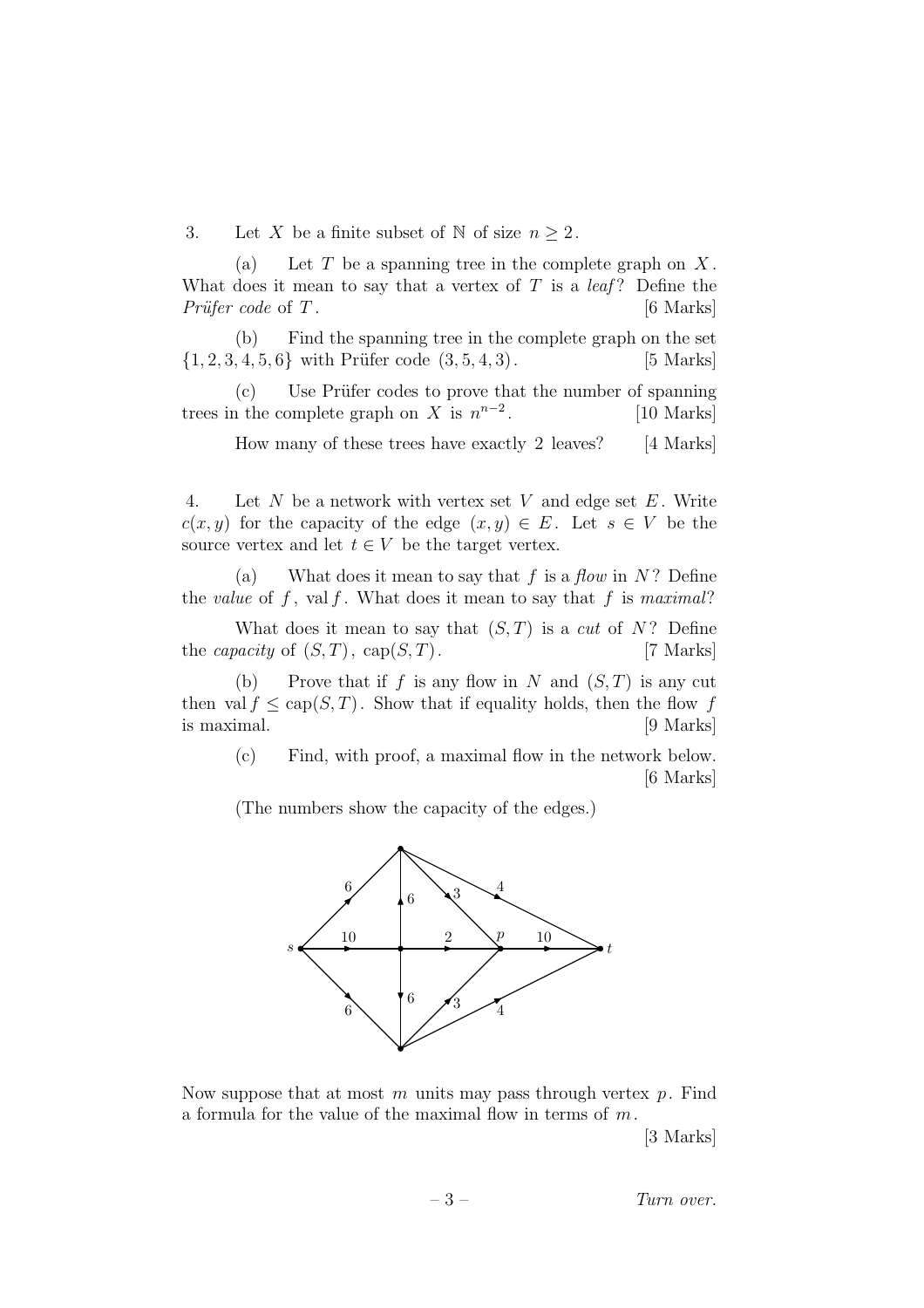3. Let $X$ be a finite subset of $\mathbb{N}$ of size $n \geq 2$.

(a) Let $T$ be a spanning tree in the complete graph on $X$. What does it mean to say that a vertex of $T$ is a *leaf*? Define the *Prüfer code* of $T$. [6 Marks]

(b) Find the spanning tree in the complete graph on the set $\{1, 2, 3, 4, 5, 6\}$ with Prüfer code $(3, 5, 4, 3)$. [5 Marks]

(c) Use Prüfer codes to prove that the number of spanning trees in the complete graph on $X$ is $n^{n-2}$. [10 Marks]

How many of these trees have exactly 2 leaves? [4 Marks]

4. Let $N$ be a network with vertex set $V$ and edge set $E$. Write $c(x, y)$ for the capacity of the edge $(x, y) \in E$. Let $s \in V$ be the source vertex and let $t \in V$ be the target vertex.

(a) What does it mean to say that $f$ is a *flow* in $N$? Define the *value* of $f$, $\operatorname{val} f$. What does it mean to say that $f$ is *maximal*?

What does it mean to say that $(S, T)$ is a *cut* of $N$? Define the *capacity* of $(S, T)$, $\operatorname{cap}(S, T)$. [7 Marks]

(b) Prove that if $f$ is any flow in $N$ and $(S, T)$ is any cut then $\operatorname{val} f \leq \operatorname{cap}(S, T)$. Show that if equality holds, then the flow $f$ is maximal. [9 Marks]

(c) Find, with proof, a maximal flow in the network below. [6 Marks]

(The numbers show the capacity of the edges.)

Now suppose that at most $m$ units may pass through vertex $p$. Find a formula for the value of the maximal flow in terms of $m$. [3 Marks]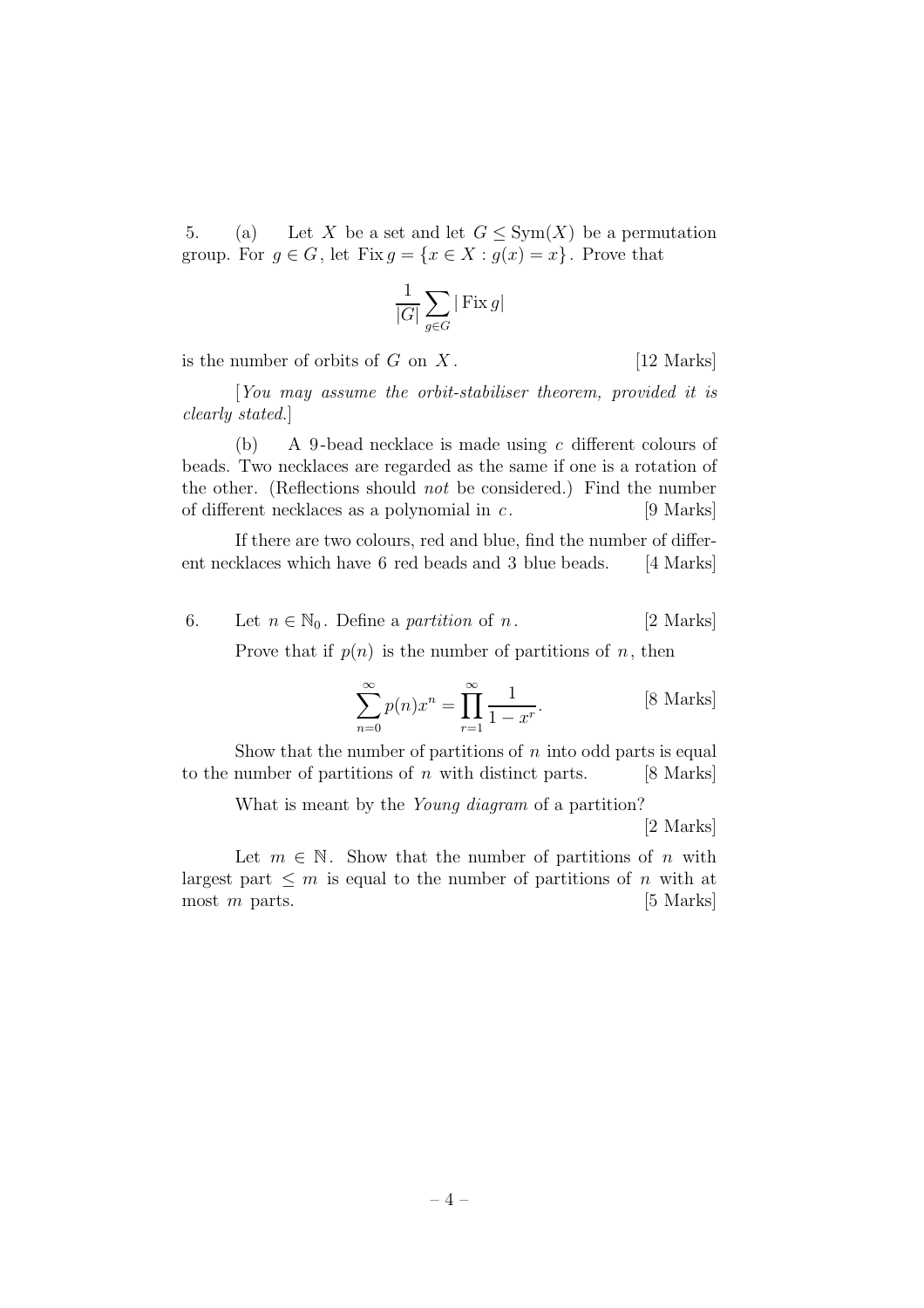5. (a) Let $X$ be a set and let $G \leq \mathrm{Sym}(X)$ be a permutation group. For $g \in G$, let $\mathrm{Fix}\, g = \{x \in X : g(x) = x\}$. Prove that

$$\frac{1}{|G|} \sum_{g \in G} |\,\mathrm{Fix}\, g|$$

is the number of orbits of $G$ on $X$. [12 Marks]

[*You may assume the orbit-stabiliser theorem, provided it is clearly stated.*]

(b) A 9-bead necklace is made using $c$ different colours of beads. Two necklaces are regarded as the same if one is a rotation of the other. (Reflections should *not* be considered.) Find the number of different necklaces as a polynomial in $c$. [9 Marks]

If there are two colours, red and blue, find the number of different necklaces which have 6 red beads and 3 blue beads. [4 Marks]

6. Let $n \in \mathbb{N}_0$. Define a *partition* of $n$. [2 Marks]

Prove that if $p(n)$ is the number of partitions of $n$, then

$$\sum_{n=0}^{\infty} p(n)x^n = \prod_{r=1}^{\infty} \frac{1}{1 - x^r}. \qquad \text{[8 Marks]}$$

Show that the number of partitions of $n$ into odd parts is equal to the number of partitions of $n$ with distinct parts. [8 Marks]

What is meant by the *Young diagram* of a partition? [2 Marks]

Let $m \in \mathbb{N}$. Show that the number of partitions of $n$ with largest part $\leq m$ is equal to the number of partitions of $n$ with at most $m$ parts. [5 Marks]